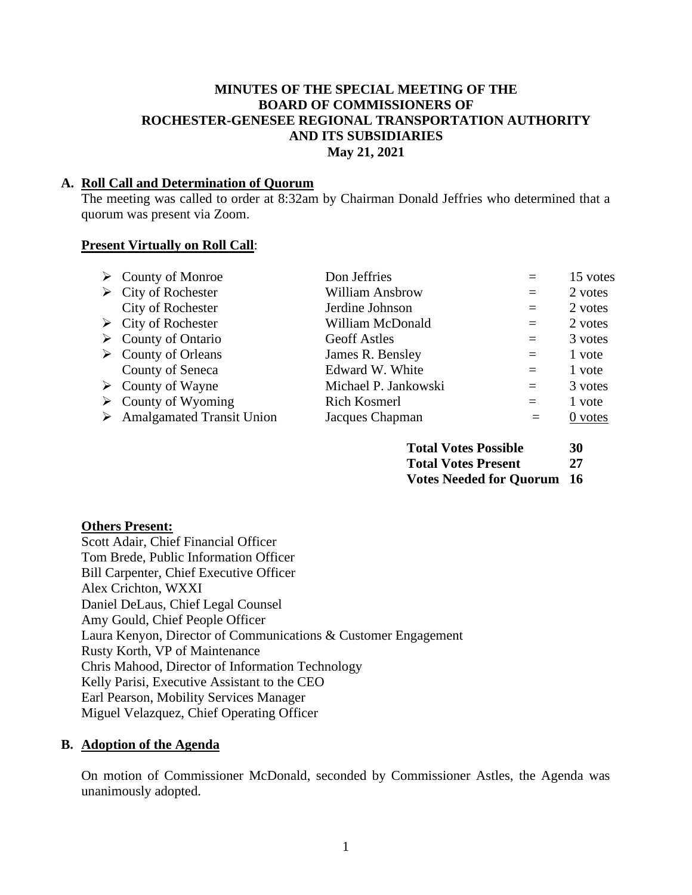# MINUTES OF THE SPECIAL MEETING OF THE BOARD OF COMMISSIONERS OF ROCHESTER-GENESEE REGIONAL TRANSPORTATION AUTHORITY AND ITS SUBSIDIARIES

**May 21, 2021**

## A. Roll Call and Determination of Quorum

The meeting was called to order at 8:32am by Chairman Donald Jeffries who determined that a quorum was present via Zoom.

**Present Virtually on Roll Call**:

| | | | |
|---|---|---|---|
| ➢ County of Monroe | Don Jeffries | = | 15 votes |
| ➢ City of Rochester | William Ansbrow | = | 2 votes |
| City of Rochester | Jerdine Johnson | = | 2 votes |
| ➢ City of Rochester | William McDonald | = | 2 votes |
| ➢ County of Ontario | Geoff Astles | = | 3 votes |
| ➢ County of Orleans | James R. Bensley | = | 1 vote |
| County of Seneca | Edward W. White | = | 1 vote |
| ➢ County of Wayne | Michael P. Jankowski | = | 3 votes |
| ➢ County of Wyoming | Rich Kosmerl | = | 1 vote |
| ➢ Amalgamated Transit Union | Jacques Chapman | = | 0 votes |

| | |
|---|---|
| **Total Votes Possible** | **30** |
| **Total Votes Present** | **27** |
| **Votes Needed for Quorum** | **16** |

**Others Present:**

Scott Adair, Chief Financial Officer
Tom Brede, Public Information Officer
Bill Carpenter, Chief Executive Officer
Alex Crichton, WXXI
Daniel DeLaus, Chief Legal Counsel
Amy Gould, Chief People Officer
Laura Kenyon, Director of Communications & Customer Engagement
Rusty Korth, VP of Maintenance
Chris Mahood, Director of Information Technology
Kelly Parisi, Executive Assistant to the CEO
Earl Pearson, Mobility Services Manager
Miguel Velazquez, Chief Operating Officer

## B. Adoption of the Agenda

On motion of Commissioner McDonald, seconded by Commissioner Astles, the Agenda was unanimously adopted.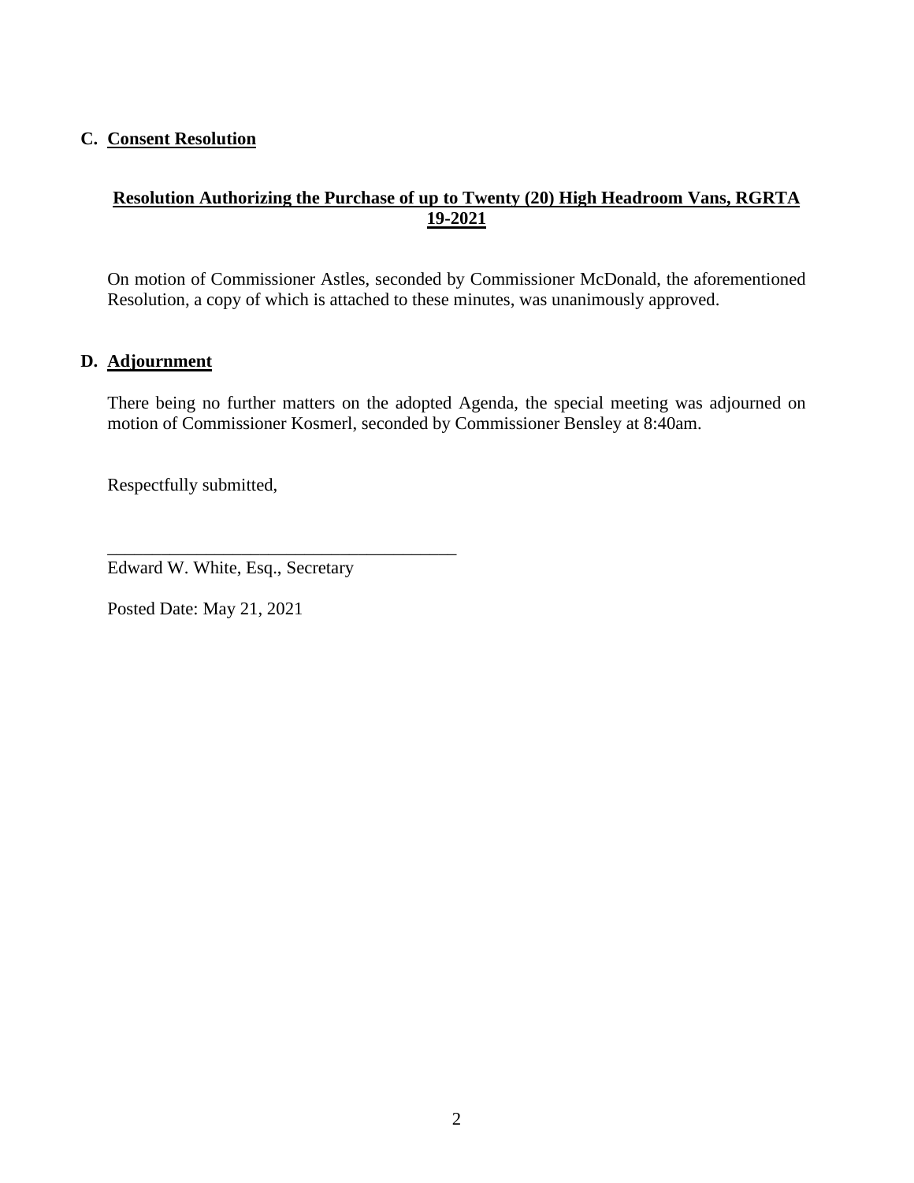### C. Consent Resolution

**Resolution Authorizing the Purchase of up to Twenty (20) High Headroom Vans, RGRTA 19-2021**

On motion of Commissioner Astles, seconded by Commissioner McDonald, the aforementioned Resolution, a copy of which is attached to these minutes, was unanimously approved.

### D. Adjournment

There being no further matters on the adopted Agenda, the special meeting was adjourned on motion of Commissioner Kosmerl, seconded by Commissioner Bensley at 8:40am.

Respectfully submitted,

\_\_\_\_\_\_\_\_\_\_\_\_\_\_\_\_\_\_\_\_\_\_\_\_\_\_\_\_\_\_\_\_\_\_\_\_\_\_\_\_

Edward W. White, Esq., Secretary

Posted Date: May 21, 2021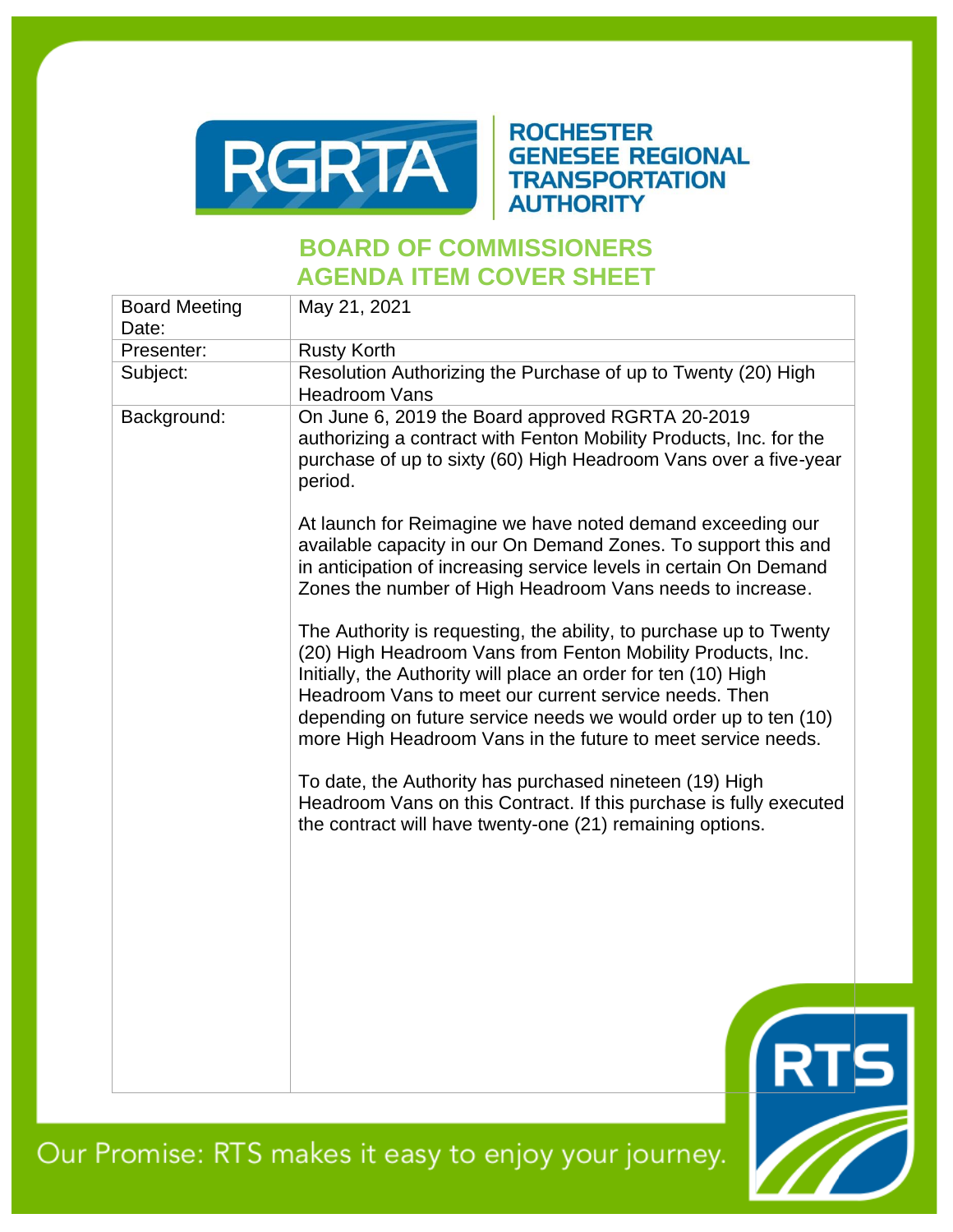ROCHESTER GENESEE REGIONAL TRANSPORTATION AUTHORITY

## BOARD OF COMMISSIONERS
## AGENDA ITEM COVER SHEET

| | |
|---|---|
| Board Meeting Date: | May 21, 2021 |
| Presenter: | Rusty Korth |
| Subject: | Resolution Authorizing the Purchase of up to Twenty (20) High Headroom Vans |
| Background: | On June 6, 2019 the Board approved RGRTA 20-2019 authorizing a contract with Fenton Mobility Products, Inc. for the purchase of up to sixty (60) High Headroom Vans over a five-year period.<br><br>At launch for Reimagine we have noted demand exceeding our available capacity in our On Demand Zones. To support this and in anticipation of increasing service levels in certain On Demand Zones the number of High Headroom Vans needs to increase.<br><br>The Authority is requesting, the ability, to purchase up to Twenty (20) High Headroom Vans from Fenton Mobility Products, Inc. Initially, the Authority will place an order for ten (10) High Headroom Vans to meet our current service needs. Then depending on future service needs we would order up to ten (10) more High Headroom Vans in the future to meet service needs.<br><br>To date, the Authority has purchased nineteen (19) High Headroom Vans on this Contract. If this purchase is fully executed the contract will have twenty-one (21) remaining options. |

Our Promise: RTS makes it easy to enjoy your journey.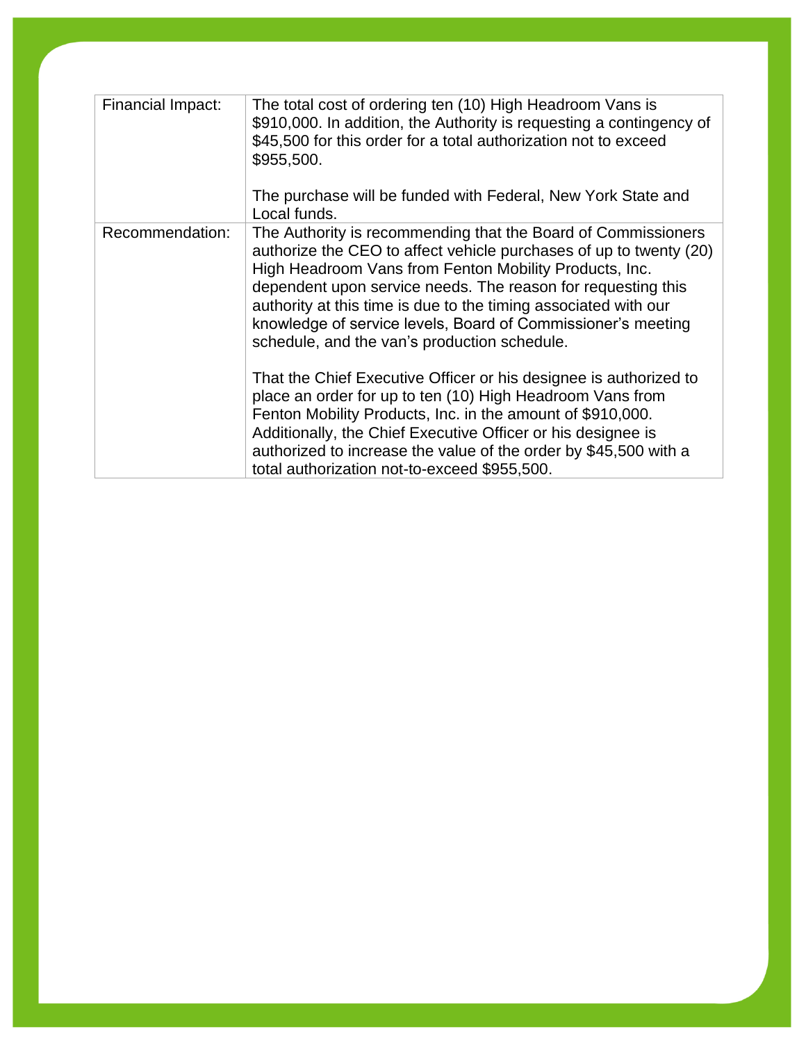| | |
|---|---|
| Financial Impact: | The total cost of ordering ten (10) High Headroom Vans is $910,000. In addition, the Authority is requesting a contingency of $45,500 for this order for a total authorization not to exceed $955,500.<br><br>The purchase will be funded with Federal, New York State and Local funds. |
| Recommendation: | The Authority is recommending that the Board of Commissioners authorize the CEO to affect vehicle purchases of up to twenty (20) High Headroom Vans from Fenton Mobility Products, Inc. dependent upon service needs. The reason for requesting this authority at this time is due to the timing associated with our knowledge of service levels, Board of Commissioner's meeting schedule, and the van's production schedule.<br><br>That the Chief Executive Officer or his designee is authorized to place an order for up to ten (10) High Headroom Vans from Fenton Mobility Products, Inc. in the amount of $910,000. Additionally, the Chief Executive Officer or his designee is authorized to increase the value of the order by $45,500 with a total authorization not-to-exceed $955,500. |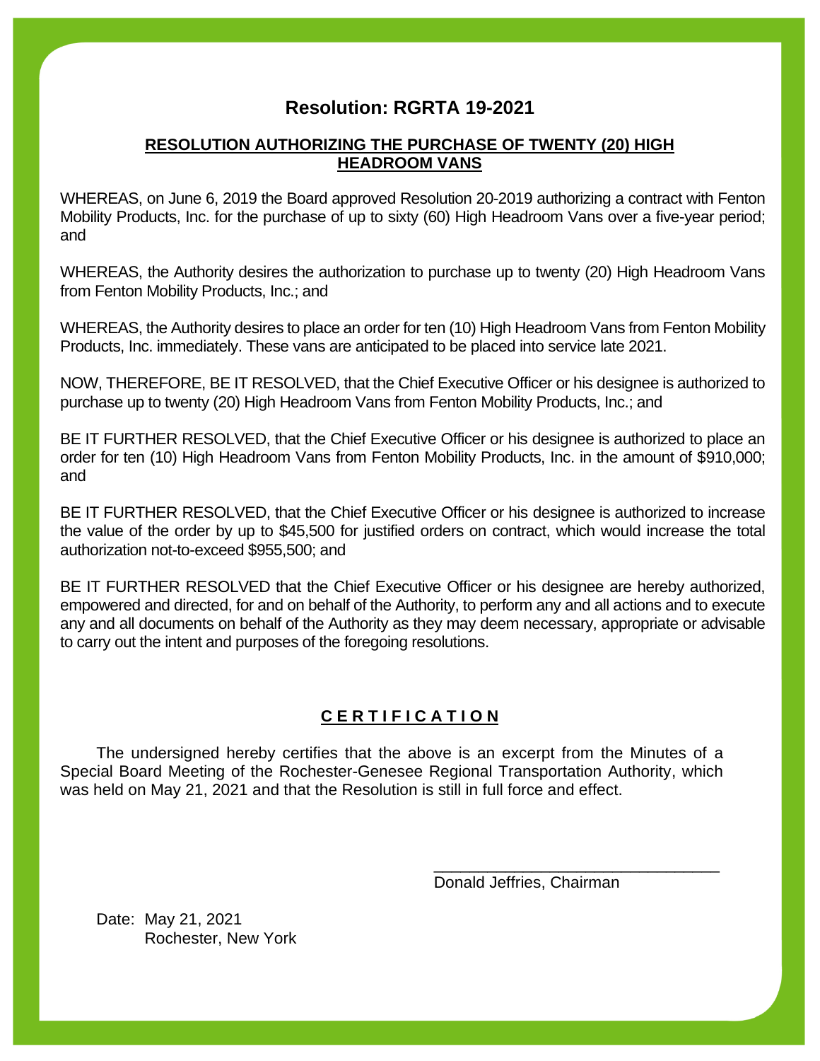# Resolution: RGRTA 19-2021

## RESOLUTION AUTHORIZING THE PURCHASE OF TWENTY (20) HIGH HEADROOM VANS

WHEREAS, on June 6, 2019 the Board approved Resolution 20-2019 authorizing a contract with Fenton Mobility Products, Inc. for the purchase of up to sixty (60) High Headroom Vans over a five-year period; and

WHEREAS, the Authority desires the authorization to purchase up to twenty (20) High Headroom Vans from Fenton Mobility Products, Inc.; and

WHEREAS, the Authority desires to place an order for ten (10) High Headroom Vans from Fenton Mobility Products, Inc. immediately. These vans are anticipated to be placed into service late 2021.

NOW, THEREFORE, BE IT RESOLVED, that the Chief Executive Officer or his designee is authorized to purchase up to twenty (20) High Headroom Vans from Fenton Mobility Products, Inc.; and

BE IT FURTHER RESOLVED, that the Chief Executive Officer or his designee is authorized to place an order for ten (10) High Headroom Vans from Fenton Mobility Products, Inc. in the amount of $910,000; and

BE IT FURTHER RESOLVED, that the Chief Executive Officer or his designee is authorized to increase the value of the order by up to $45,500 for justified orders on contract, which would increase the total authorization not-to-exceed $955,500; and

BE IT FURTHER RESOLVED that the Chief Executive Officer or his designee are hereby authorized, empowered and directed, for and on behalf of the Authority, to perform any and all actions and to execute any and all documents on behalf of the Authority as they may deem necessary, appropriate or advisable to carry out the intent and purposes of the foregoing resolutions.

## CERTIFICATION

The undersigned hereby certifies that the above is an excerpt from the Minutes of a Special Board Meeting of the Rochester-Genesee Regional Transportation Authority, which was held on May 21, 2021 and that the Resolution is still in full force and effect.

\_\_\_\_\_\_\_\_\_\_\_\_\_\_\_\_\_\_\_\_\_\_\_\_\_\_\_\_\_\_\_\_\_\_

Donald Jeffries, Chairman

Date: May 21, 2021
Rochester, New York